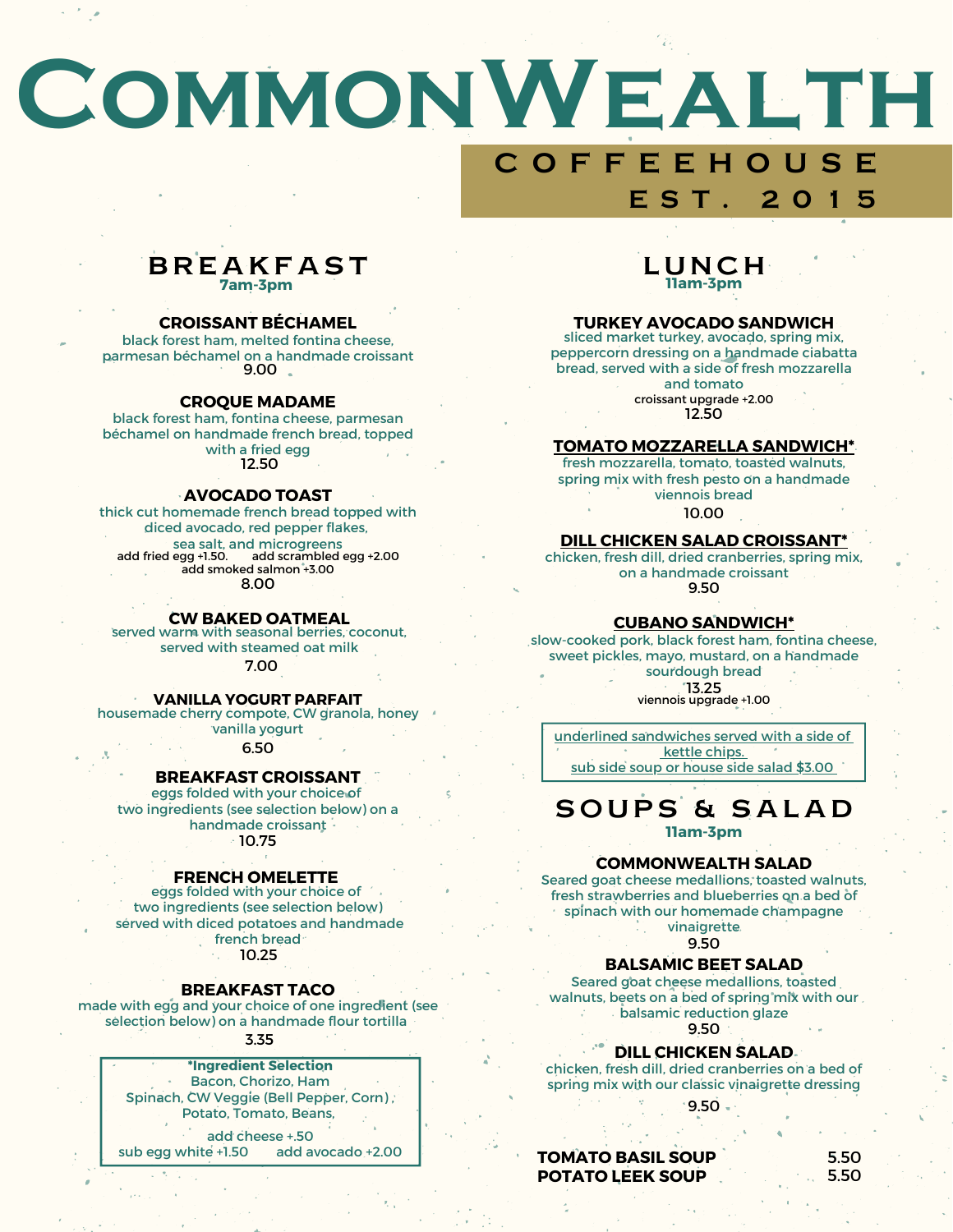# CommonWealth

COFFEEHOUSE

EST. 2015

## BREAKFAST

**7am-3pm**

### CROISSANT BÉCHAMEL

black forest ham, melted fontina cheese, parmesan béchamel on a handmade croissant

9.00

### CROQUE MADAME

black forest ham, fontina cheese, parmesan béchamel on handmade french bread, topped with a fried egg

12.50

### AVOCADO TOAST

thick cut homemade french bread topped with diced avocado, red pepper flakes, sea salt, and microgreens

add fried egg +1.50. add scrambled egg +2.00

add smoked salmon +3.00

8.00

### CW BAKED OATMEAL

served warm with seasonal berries, coconut, served with steamed oat milk

7.00

### VANILLA YOGURT PARFAIT

housemade cherry compote, CW granola, honey vanilla yogurt

6.50

### BREAKFAST CROISSANT

eggs folded with your choice of two ingredients (see selection below) on a handmade croissant

10.75

### FRENCH OMELETTE

eggs folded with your choice of two ingredients (see selection below) served with diced potatoes and handmade french bread

10.25

### BREAKFAST TACO

made with egg and your choice of one ingredient (see selection below) on a handmade flour tortilla

3.35

**\*Ingredient Selection**

Bacon, Chorizo, Ham

Spinach, CW Veggie (Bell Pepper, Corn),

Potato, Tomato, Beans,

add cheese +.50

sub egg white +1.50 add avocado +2.00

## LUNCH

**11am-3pm**

### TURKEY AVOCADO SANDWICH

sliced market turkey, avocado, spring mix, peppercorn dressing on a handmade ciabatta bread, served with a side of fresh mozzarella and tomato

croissant upgrade +2.00

12.50

### TOMATO MOZZARELLA SANDWICH*

fresh mozzarella, tomato, toasted walnuts, spring mix with fresh pesto on a handmade viennois bread

10.00

### DILL CHICKEN SALAD CROISSANT*

chicken, fresh dill, dried cranberries, spring mix, on a handmade croissant

9.50

### CUBANO SANDWICH*

slow-cooked pork, black forest ham, fontina cheese, sweet pickles, mayo, mustard, on a handmade sourdough bread

13.25

viennois upgrade +1.00

underlined sandwiches served with a side of kettle chips.

sub side soup or house side salad $3.00

## SOUPS & SALAD

**11am-3pm**

### COMMONWEALTH SALAD

Seared goat cheese medallions, toasted walnuts, fresh strawberries and blueberries on a bed of spinach with our homemade champagne vinaigrette

9.50

### BALSAMIC BEET SALAD

Seared goat cheese medallions, toasted walnuts, beets on a bed of spring mix with our balsamic reduction glaze

9.50

### DILL CHICKEN SALAD

chicken, fresh dill, dried cranberries on a bed of spring mix with our classic vinaigrette dressing

9.50

**TOMATO BASIL SOUP** 5.50

**POTATO LEEK SOUP** 5.50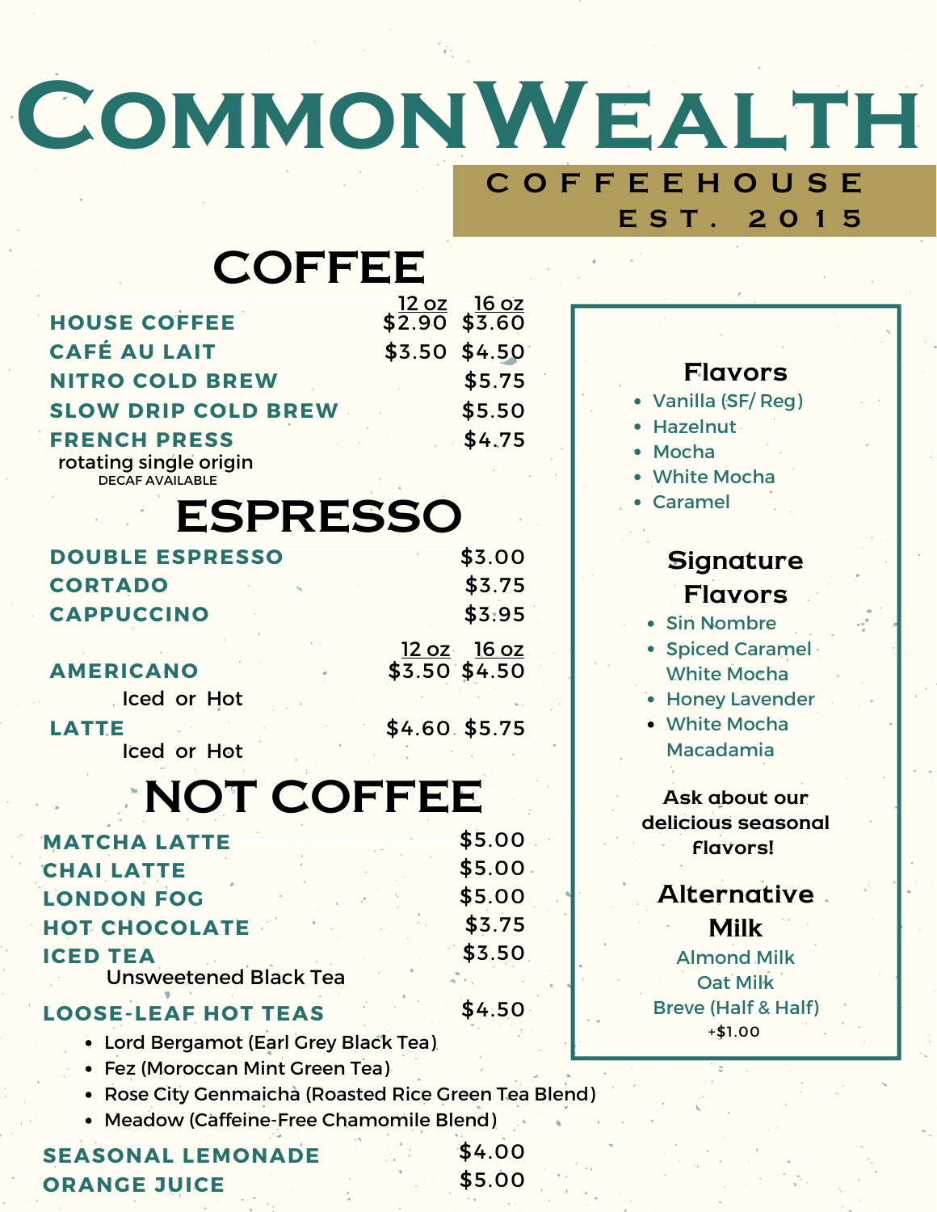# CommonWealth

## COFFEEHOUSE
EST. 2015

## COFFEE

| | 12 oz | 16 oz |
|---|---|---|
| HOUSE COFFEE | $2.90 | $3.60 |
| CAFÉ AU LAIT | $3.50 | $4.50 |
| NITRO COLD BREW | | $5.75 |
| SLOW DRIP COLD BREW | | $5.50 |
| FRENCH PRESS | | $4.75 |

rotating single origin
DECAF AVAILABLE

## ESPRESSO

| | |
|---|---|
| DOUBLE ESPRESSO | $3.00 |
| CORTADO | $3.75 |
| CAPPUCCINO | $3.95 |

| | 12 oz | 16 oz |
|---|---|---|
| AMERICANO (Iced or Hot) | $3.50 | $4.50 |
| LATTE (Iced or Hot) | $4.60 | $5.75 |

## NOT COFFEE

| | |
|---|---|
| MATCHA LATTE | $5.00 |
| CHAI LATTE | $5.00 |
| LONDON FOG | $5.00 |
| HOT CHOCOLATE | $3.75 |
| ICED TEA (Unsweetened Black Tea) | $3.50 |
| LOOSE-LEAF HOT TEAS | $4.50 |

- Lord Bergamot (Earl Grey Black Tea)
- Fez (Moroccan Mint Green Tea)
- Rose City Genmaicha (Roasted Rice Green Tea Blend)
- Meadow (Caffeine-Free Chamomile Blend)

| | |
|---|---|
| SEASONAL LEMONADE | $4.00 |
| ORANGE JUICE | $5.00 |

### Flavors

- Vanilla (SF/ Reg)
- Hazelnut
- Mocha
- White Mocha
- Caramel

### Signature Flavors

- Sin Nombre
- Spiced Caramel White Mocha
- Honey Lavender
- White Mocha Macadamia

Ask about our delicious seasonal flavors!

### Alternative Milk

Almond Milk
Oat Milk
Breve (Half & Half)
+$1.00